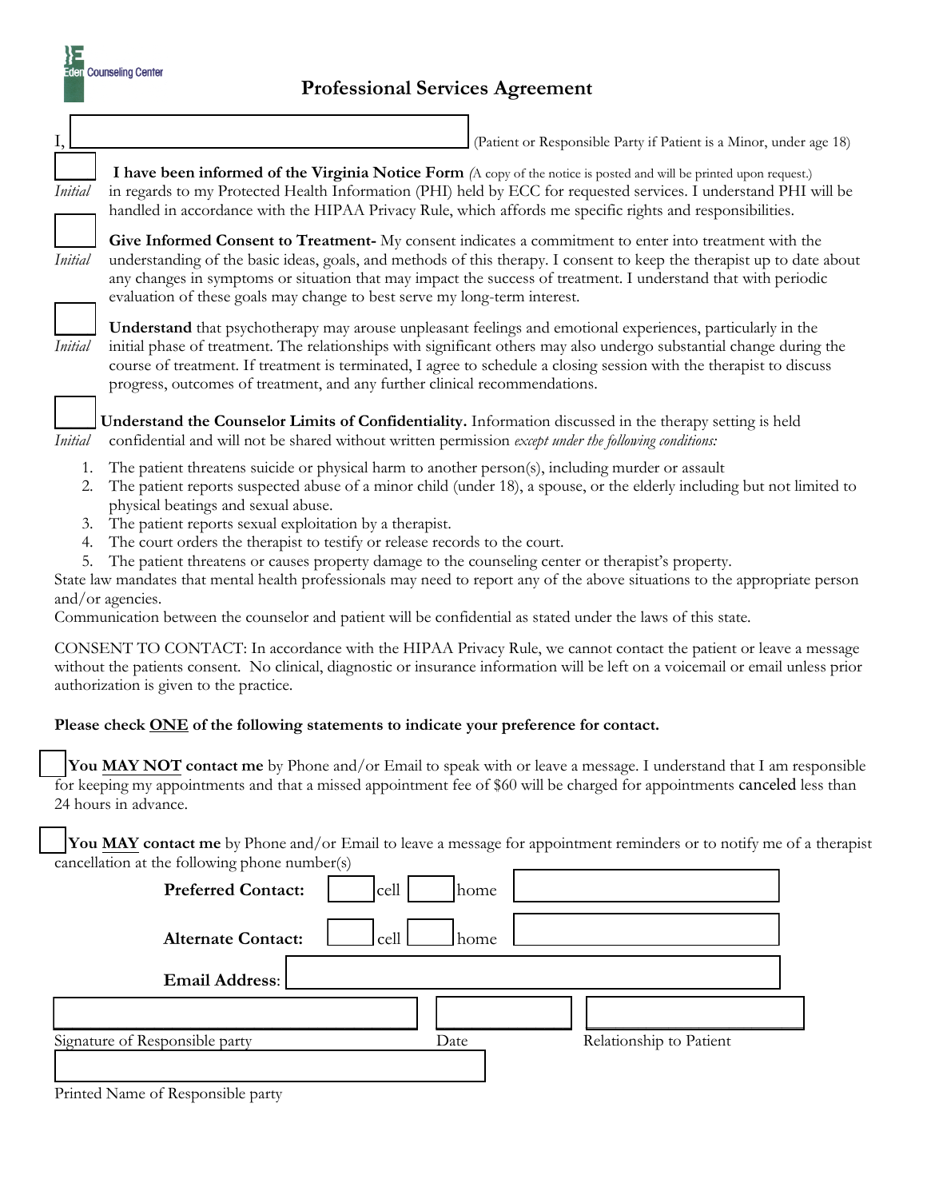Eden Counseling Center

# Professional Services Agreement

I, ________________________ (Patient or Responsible Party if Patient is a Minor, under age 18)

_____ *Initial* **I have been informed of the Virginia Notice Form** *(*A copy of the notice is posted and will be printed upon request.) in regards to my Protected Health Information (PHI) held by ECC for requested services. I understand PHI will be handled in accordance with the HIPAA Privacy Rule, which affords me specific rights and responsibilities.

_____ *Initial* **Give Informed Consent to Treatment-** My consent indicates a commitment to enter into treatment with the understanding of the basic ideas, goals, and methods of this therapy. I consent to keep the therapist up to date about any changes in symptoms or situation that may impact the success of treatment. I understand that with periodic evaluation of these goals may change to best serve my long-term interest.

_____ *Initial* **Understand** that psychotherapy may arouse unpleasant feelings and emotional experiences, particularly in the initial phase of treatment. The relationships with significant others may also undergo substantial change during the course of treatment. If treatment is terminated, I agree to schedule a closing session with the therapist to discuss progress, outcomes of treatment, and any further clinical recommendations.

_____ *Initial* **Understand the Counselor Limits of Confidentiality.** Information discussed in the therapy setting is held confidential and will not be shared without written permission *except under the following conditions:*

1. The patient threatens suicide or physical harm to another person(s), including murder or assault
2. The patient reports suspected abuse of a minor child (under 18), a spouse, or the elderly including but not limited to physical beatings and sexual abuse.
3. The patient reports sexual exploitation by a therapist.
4. The court orders the therapist to testify or release records to the court.
5. The patient threatens or causes property damage to the counseling center or therapist's property.

State law mandates that mental health professionals may need to report any of the above situations to the appropriate person and/or agencies.

Communication between the counselor and patient will be confidential as stated under the laws of this state.

CONSENT TO CONTACT: In accordance with the HIPAA Privacy Rule, we cannot contact the patient or leave a message without the patients consent. No clinical, diagnostic or insurance information will be left on a voicemail or email unless prior authorization is given to the practice.

**Please check ONE of the following statements to indicate your preference for contact.**

☐ **You MAY NOT contact me** by Phone and/or Email to speak with or leave a message. I understand that I am responsible for keeping my appointments and that a missed appointment fee of $60 will be charged for appointments canceled less than 24 hours in advance.

☐ **You MAY contact me** by Phone and/or Email to leave a message for appointment reminders or to notify me of a therapist cancellation at the following phone number(s)

**Preferred Contact:** ☐ cell ☐ home ________________________

**Alternate Contact:** ☐ cell ☐ home ________________________

**Email Address:** ________________________

________________________ Signature of Responsible party &nbsp;&nbsp; __________ Date &nbsp;&nbsp; __________ Relationship to Patient

________________________ Printed Name of Responsible party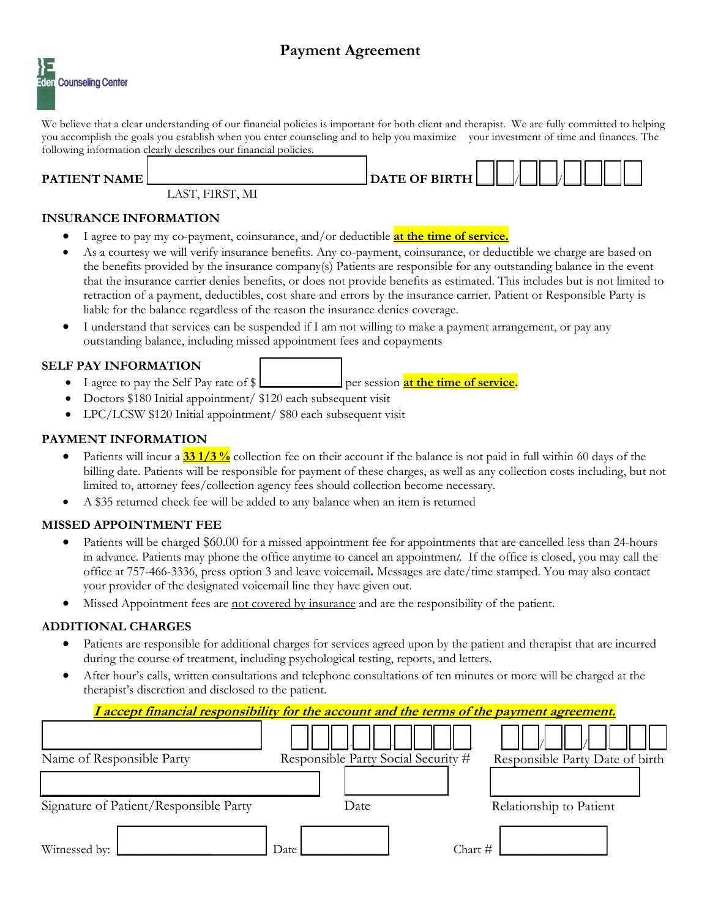# Payment Agreement

Eden Counseling Center

We believe that a clear understanding of our financial policies is important for both client and therapist. We are fully committed to helping you accomplish the goals you establish when you enter counseling and to help you maximize your investment of time and finances. The following information clearly describes our financial policies.

**PATIENT NAME** ______________________ **DATE OF BIRTH** ___/___/______

LAST, FIRST, MI

## INSURANCE INFORMATION

- I agree to pay my co-payment, coinsurance, and/or deductible **at the time of service.**
- As a courtesy we will verify insurance benefits. Any co-payment, coinsurance, or deductible we charge are based on the benefits provided by the insurance company(s) Patients are responsible for any outstanding balance in the event that the insurance carrier denies benefits, or does not provide benefits as estimated. This includes but is not limited to retraction of a payment, deductibles, cost share and errors by the insurance carrier. Patient or Responsible Party is liable for the balance regardless of the reason the insurance denies coverage.
- I understand that services can be suspended if I am not willing to make a payment arrangement, or pay any outstanding balance, including missed appointment fees and copayments

## SELF PAY INFORMATION

- I agree to pay the Self Pay rate of $ __________ per session **at the time of service.**
- Doctors $180 Initial appointment/ $120 each subsequent visit
- LPC/LCSW $120 Initial appointment/ $80 each subsequent visit

## PAYMENT INFORMATION

- Patients will incur a **33 1/3 %** collection fee on their account if the balance is not paid in full within 60 days of the billing date. Patients will be responsible for payment of these charges, as well as any collection costs including, but not limited to, attorney fees/collection agency fees should collection become necessary.
- A $35 returned check fee will be added to any balance when an item is returned

## MISSED APPOINTMENT FEE

- Patients will be charged $60.00 for a missed appointment fee for appointments that are cancelled less than 24-hours in advance. Patients may phone the office anytime to cancel an appointment. If the office is closed, you may call the office at 757-466-3336, press option 3 and leave voicemail. Messages are date/time stamped. You may also contact your provider of the designated voicemail line they have given out.
- Missed Appointment fees are not covered by insurance and are the responsibility of the patient.

## ADDITIONAL CHARGES

- Patients are responsible for additional charges for services agreed upon by the patient and therapist that are incurred during the course of treatment, including psychological testing, reports, and letters.
- After hour's calls, written consultations and telephone consultations of ten minutes or more will be charged at the therapist's discretion and disclosed to the patient.

***I accept financial responsibility for the account and the terms of the payment agreement.***

| | | |
|---|---|---|
| ______________________ | ___-__-____ | ___/___/______ |
| Name of Responsible Party | Responsible Party Social Security # | Responsible Party Date of birth |
| ______________________ | __________ | __________ |
| Signature of Patient/Responsible Party | Date | Relationship to Patient |

Witnessed by: ______________ Date __________ Chart # __________